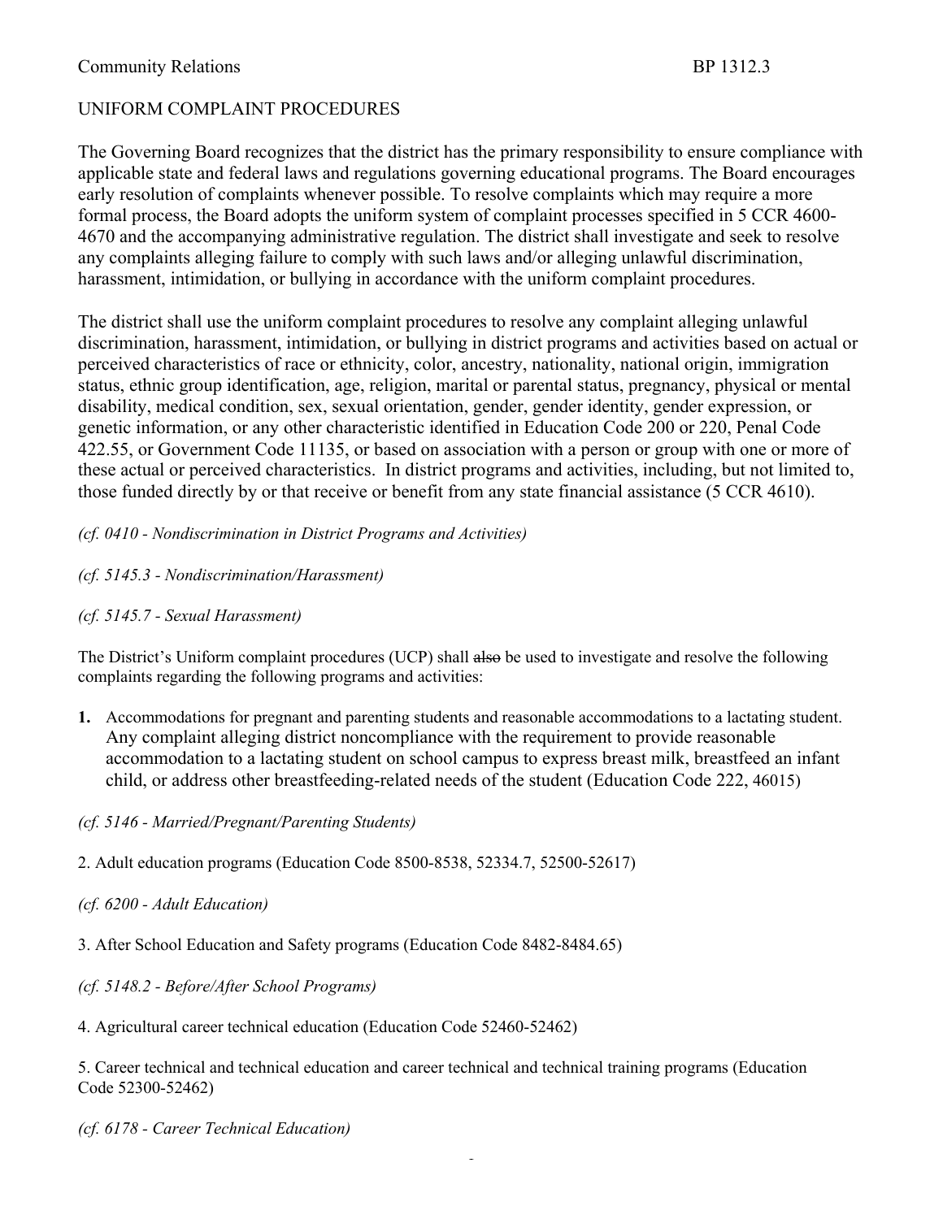Community Relations BP 1312.3

# UNIFORM COMPLAINT PROCEDURES

The Governing Board recognizes that the district has the primary responsibility to ensure compliance with applicable state and federal laws and regulations governing educational programs. The Board encourages early resolution of complaints whenever possible. To resolve complaints which may require a more formal process, the Board adopts the uniform system of complaint processes specified in 5 CCR 4600-4670 and the accompanying administrative regulation. The district shall investigate and seek to resolve any complaints alleging failure to comply with such laws and/or alleging unlawful discrimination, harassment, intimidation, or bullying in accordance with the uniform complaint procedures.

The district shall use the uniform complaint procedures to resolve any complaint alleging unlawful discrimination, harassment, intimidation, or bullying in district programs and activities based on actual or perceived characteristics of race or ethnicity, color, ancestry, nationality, national origin, immigration status, ethnic group identification, age, religion, marital or parental status, pregnancy, physical or mental disability, medical condition, sex, sexual orientation, gender, gender identity, gender expression, or genetic information, or any other characteristic identified in Education Code 200 or 220, Penal Code 422.55, or Government Code 11135, or based on association with a person or group with one or more of these actual or perceived characteristics. In district programs and activities, including, but not limited to, those funded directly by or that receive or benefit from any state financial assistance (5 CCR 4610).

*(cf. 0410 - Nondiscrimination in District Programs and Activities)*

*(cf. 5145.3 - Nondiscrimination/Harassment)*

*(cf. 5145.7 - Sexual Harassment)*

The District's Uniform complaint procedures (UCP) shall ~~also~~ be used to investigate and resolve the following complaints regarding the following programs and activities:

1. Accommodations for pregnant and parenting students and reasonable accommodations to a lactating student. Any complaint alleging district noncompliance with the requirement to provide reasonable accommodation to a lactating student on school campus to express breast milk, breastfeed an infant child, or address other breastfeeding-related needs of the student (Education Code 222, 46015)

*(cf. 5146 - Married/Pregnant/Parenting Students)*

2. Adult education programs (Education Code 8500-8538, 52334.7, 52500-52617)

*(cf. 6200 - Adult Education)*

3. After School Education and Safety programs (Education Code 8482-8484.65)

*(cf. 5148.2 - Before/After School Programs)*

4. Agricultural career technical education (Education Code 52460-52462)

5. Career technical and technical education and career technical and technical training programs (Education Code 52300-52462)

*(cf. 6178 - Career Technical Education)*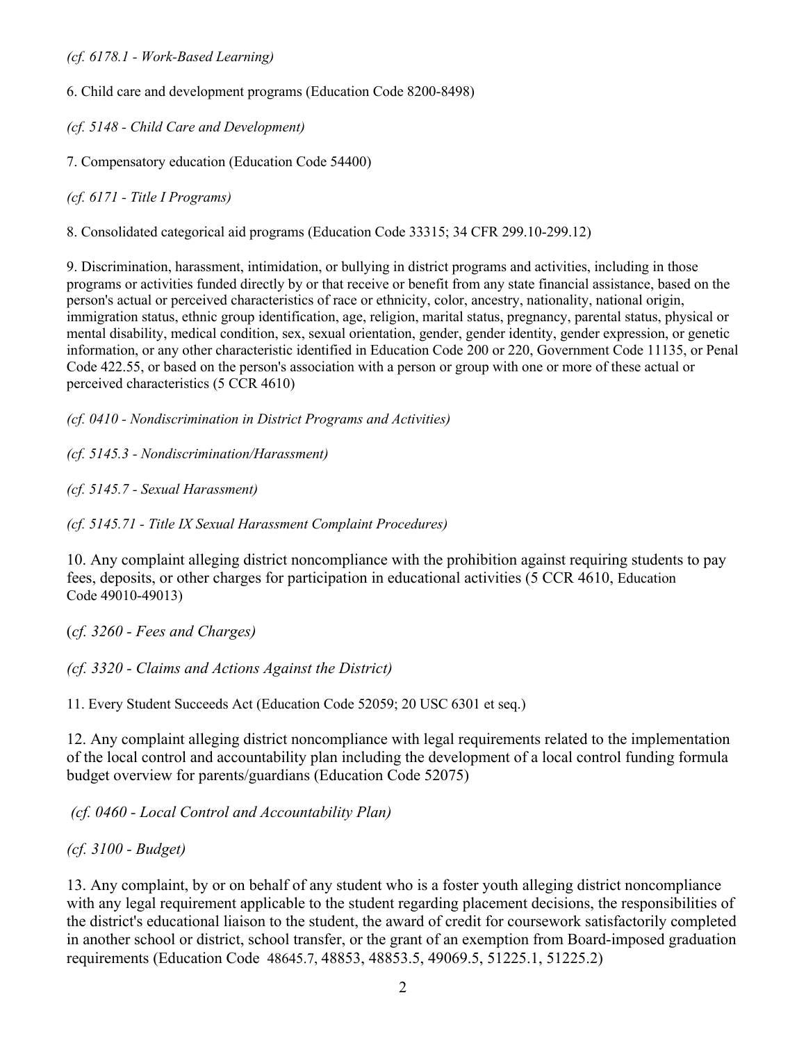*(cf. 6178.1 - Work-Based Learning)*

6. Child care and development programs (Education Code 8200-8498)

*(cf. 5148 - Child Care and Development)*

7. Compensatory education (Education Code 54400)

*(cf. 6171 - Title I Programs)*

8. Consolidated categorical aid programs (Education Code 33315; 34 CFR 299.10-299.12)

9. Discrimination, harassment, intimidation, or bullying in district programs and activities, including in those programs or activities funded directly by or that receive or benefit from any state financial assistance, based on the person's actual or perceived characteristics of race or ethnicity, color, ancestry, nationality, national origin, immigration status, ethnic group identification, age, religion, marital status, pregnancy, parental status, physical or mental disability, medical condition, sex, sexual orientation, gender, gender identity, gender expression, or genetic information, or any other characteristic identified in Education Code 200 or 220, Government Code 11135, or Penal Code 422.55, or based on the person's association with a person or group with one or more of these actual or perceived characteristics (5 CCR 4610)

*(cf. 0410 - Nondiscrimination in District Programs and Activities)*

*(cf. 5145.3 - Nondiscrimination/Harassment)*

*(cf. 5145.7 - Sexual Harassment)*

*(cf. 5145.71 - Title IX Sexual Harassment Complaint Procedures)*

10. Any complaint alleging district noncompliance with the prohibition against requiring students to pay fees, deposits, or other charges for participation in educational activities (5 CCR 4610, Education Code 49010-49013)

*(cf. 3260 - Fees and Charges)*

*(cf. 3320 - Claims and Actions Against the District)*

11. Every Student Succeeds Act (Education Code 52059; 20 USC 6301 et seq.)

12. Any complaint alleging district noncompliance with legal requirements related to the implementation of the local control and accountability plan including the development of a local control funding formula budget overview for parents/guardians (Education Code 52075)

*(cf. 0460 - Local Control and Accountability Plan)*

*(cf. 3100 - Budget)*

13. Any complaint, by or on behalf of any student who is a foster youth alleging district noncompliance with any legal requirement applicable to the student regarding placement decisions, the responsibilities of the district's educational liaison to the student, the award of credit for coursework satisfactorily completed in another school or district, school transfer, or the grant of an exemption from Board-imposed graduation requirements (Education Code 48645.7, 48853, 48853.5, 49069.5, 51225.1, 51225.2)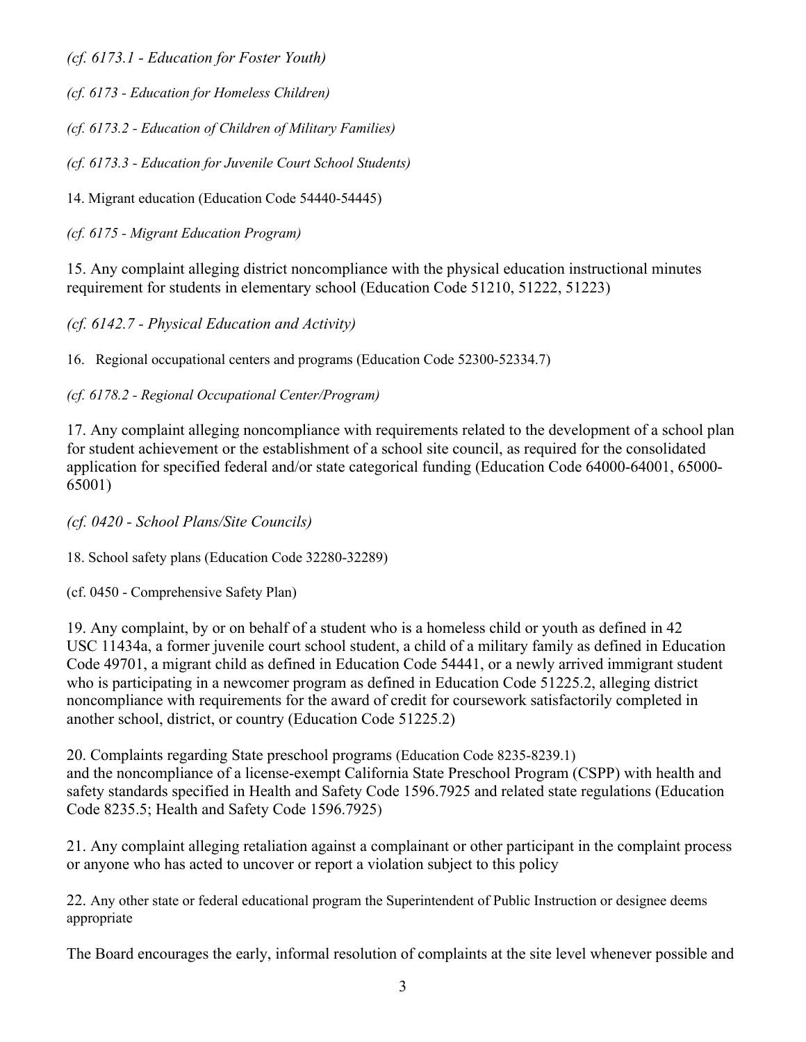*(cf. 6173.1 - Education for Foster Youth)*

*(cf. 6173 - Education for Homeless Children)*

*(cf. 6173.2 - Education of Children of Military Families)*

*(cf. 6173.3 - Education for Juvenile Court School Students)*

14. Migrant education (Education Code 54440-54445)

*(cf. 6175 - Migrant Education Program)*

15. Any complaint alleging district noncompliance with the physical education instructional minutes requirement for students in elementary school (Education Code 51210, 51222, 51223)

*(cf. 6142.7 - Physical Education and Activity)*

16. Regional occupational centers and programs (Education Code 52300-52334.7)

*(cf. 6178.2 - Regional Occupational Center/Program)*

17. Any complaint alleging noncompliance with requirements related to the development of a school plan for student achievement or the establishment of a school site council, as required for the consolidated application for specified federal and/or state categorical funding (Education Code 64000-64001, 65000-65001)

*(cf. 0420 - School Plans/Site Councils)*

18. School safety plans (Education Code 32280-32289)

(cf. 0450 - Comprehensive Safety Plan)

19. Any complaint, by or on behalf of a student who is a homeless child or youth as defined in 42 USC 11434a, a former juvenile court school student, a child of a military family as defined in Education Code 49701, a migrant child as defined in Education Code 54441, or a newly arrived immigrant student who is participating in a newcomer program as defined in Education Code 51225.2, alleging district noncompliance with requirements for the award of credit for coursework satisfactorily completed in another school, district, or country (Education Code 51225.2)

20. Complaints regarding State preschool programs (Education Code 8235-8239.1) and the noncompliance of a license-exempt California State Preschool Program (CSPP) with health and safety standards specified in Health and Safety Code 1596.7925 and related state regulations (Education Code 8235.5; Health and Safety Code 1596.7925)

21. Any complaint alleging retaliation against a complainant or other participant in the complaint process or anyone who has acted to uncover or report a violation subject to this policy

22. Any other state or federal educational program the Superintendent of Public Instruction or designee deems appropriate

The Board encourages the early, informal resolution of complaints at the site level whenever possible and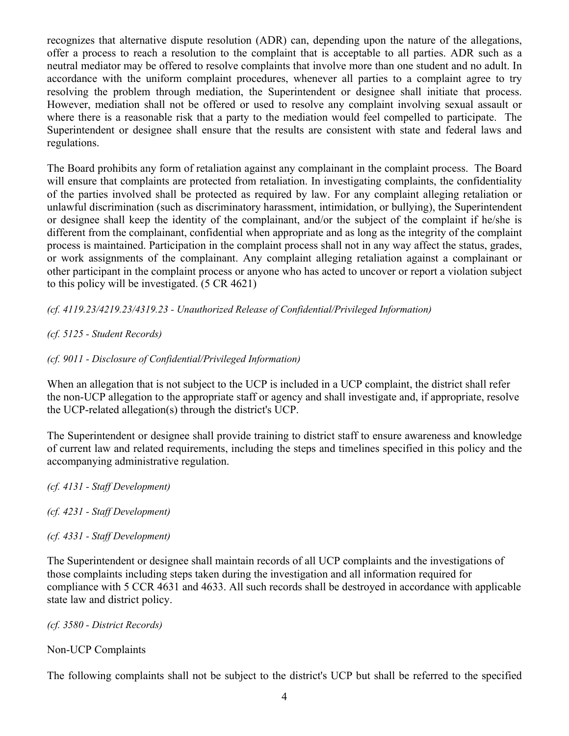recognizes that alternative dispute resolution (ADR) can, depending upon the nature of the allegations, offer a process to reach a resolution to the complaint that is acceptable to all parties. ADR such as a neutral mediator may be offered to resolve complaints that involve more than one student and no adult. In accordance with the uniform complaint procedures, whenever all parties to a complaint agree to try resolving the problem through mediation, the Superintendent or designee shall initiate that process. However, mediation shall not be offered or used to resolve any complaint involving sexual assault or where there is a reasonable risk that a party to the mediation would feel compelled to participate. The Superintendent or designee shall ensure that the results are consistent with state and federal laws and regulations.

The Board prohibits any form of retaliation against any complainant in the complaint process. The Board will ensure that complaints are protected from retaliation. In investigating complaints, the confidentiality of the parties involved shall be protected as required by law. For any complaint alleging retaliation or unlawful discrimination (such as discriminatory harassment, intimidation, or bullying), the Superintendent or designee shall keep the identity of the complainant, and/or the subject of the complaint if he/she is different from the complainant, confidential when appropriate and as long as the integrity of the complaint process is maintained. Participation in the complaint process shall not in any way affect the status, grades, or work assignments of the complainant. Any complaint alleging retaliation against a complainant or other participant in the complaint process or anyone who has acted to uncover or report a violation subject to this policy will be investigated. (5 CR 4621)

*(cf. 4119.23/4219.23/4319.23 - Unauthorized Release of Confidential/Privileged Information)*

*(cf. 5125 - Student Records)*

*(cf. 9011 - Disclosure of Confidential/Privileged Information)*

When an allegation that is not subject to the UCP is included in a UCP complaint, the district shall refer the non-UCP allegation to the appropriate staff or agency and shall investigate and, if appropriate, resolve the UCP-related allegation(s) through the district's UCP.

The Superintendent or designee shall provide training to district staff to ensure awareness and knowledge of current law and related requirements, including the steps and timelines specified in this policy and the accompanying administrative regulation.

*(cf. 4131 - Staff Development)*

*(cf. 4231 - Staff Development)*

*(cf. 4331 - Staff Development)*

The Superintendent or designee shall maintain records of all UCP complaints and the investigations of those complaints including steps taken during the investigation and all information required for compliance with 5 CCR 4631 and 4633. All such records shall be destroyed in accordance with applicable state law and district policy.

*(cf. 3580 - District Records)*

Non-UCP Complaints

The following complaints shall not be subject to the district's UCP but shall be referred to the specified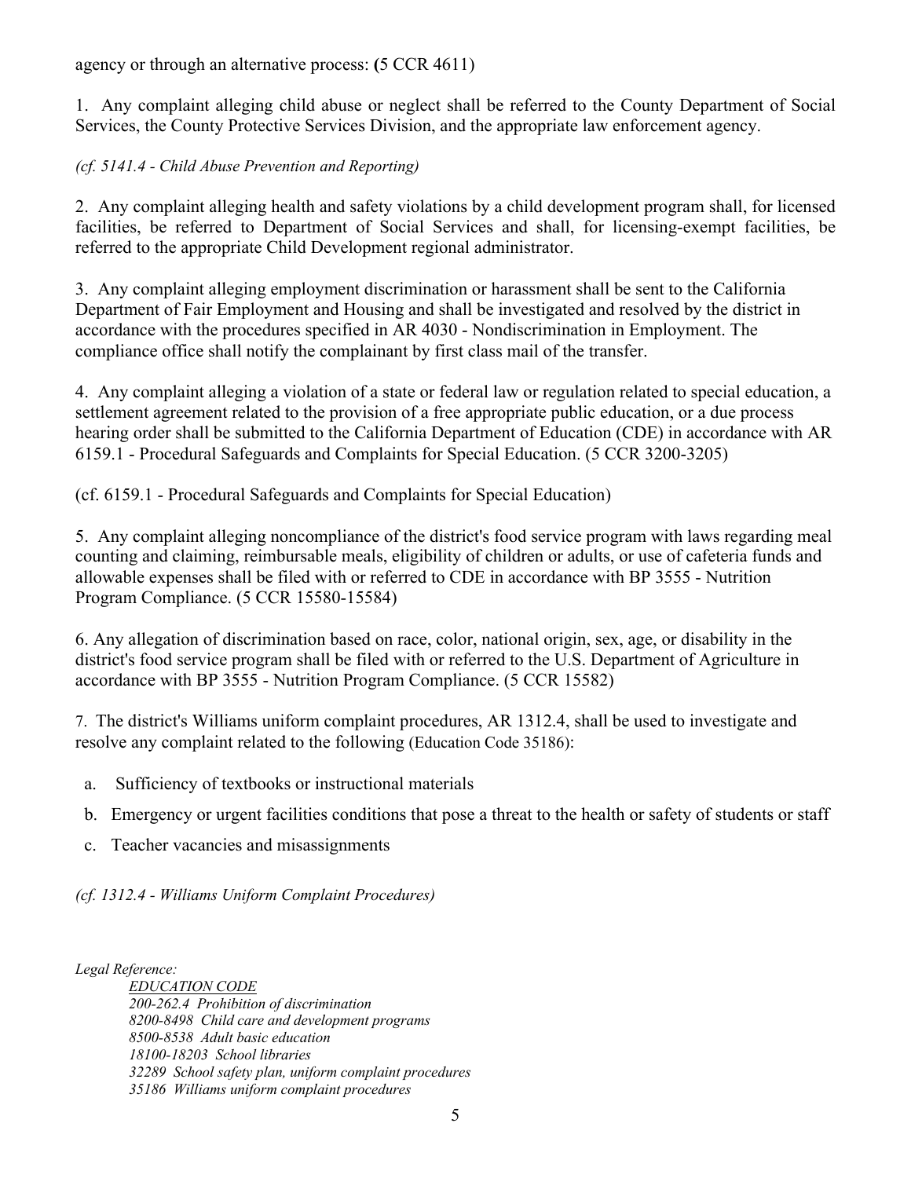agency or through an alternative process: **(**5 CCR 4611)

1. Any complaint alleging child abuse or neglect shall be referred to the County Department of Social Services, the County Protective Services Division, and the appropriate law enforcement agency.

*(cf. 5141.4 - Child Abuse Prevention and Reporting)*

2. Any complaint alleging health and safety violations by a child development program shall, for licensed facilities, be referred to Department of Social Services and shall, for licensing-exempt facilities, be referred to the appropriate Child Development regional administrator.

3. Any complaint alleging employment discrimination or harassment shall be sent to the California Department of Fair Employment and Housing and shall be investigated and resolved by the district in accordance with the procedures specified in AR 4030 - Nondiscrimination in Employment. The compliance office shall notify the complainant by first class mail of the transfer.

4. Any complaint alleging a violation of a state or federal law or regulation related to special education, a settlement agreement related to the provision of a free appropriate public education, or a due process hearing order shall be submitted to the California Department of Education (CDE) in accordance with AR 6159.1 - Procedural Safeguards and Complaints for Special Education. (5 CCR 3200-3205)

(cf. 6159.1 - Procedural Safeguards and Complaints for Special Education)

5. Any complaint alleging noncompliance of the district's food service program with laws regarding meal counting and claiming, reimbursable meals, eligibility of children or adults, or use of cafeteria funds and allowable expenses shall be filed with or referred to CDE in accordance with BP 3555 - Nutrition Program Compliance. (5 CCR 15580-15584)

6. Any allegation of discrimination based on race, color, national origin, sex, age, or disability in the district's food service program shall be filed with or referred to the U.S. Department of Agriculture in accordance with BP 3555 - Nutrition Program Compliance. (5 CCR 15582)

7. The district's Williams uniform complaint procedures, AR 1312.4, shall be used to investigate and resolve any complaint related to the following (Education Code 35186):

a. Sufficiency of textbooks or instructional materials

b. Emergency or urgent facilities conditions that pose a threat to the health or safety of students or staff

c. Teacher vacancies and misassignments

*(cf. 1312.4 - Williams Uniform Complaint Procedures)*

*Legal Reference:*

*EDUCATION CODE*
*200-262.4 Prohibition of discrimination*
*8200-8498 Child care and development programs*
*8500-8538 Adult basic education*
*18100-18203 School libraries*
*32289 School safety plan, uniform complaint procedures*
*35186 Williams uniform complaint procedures*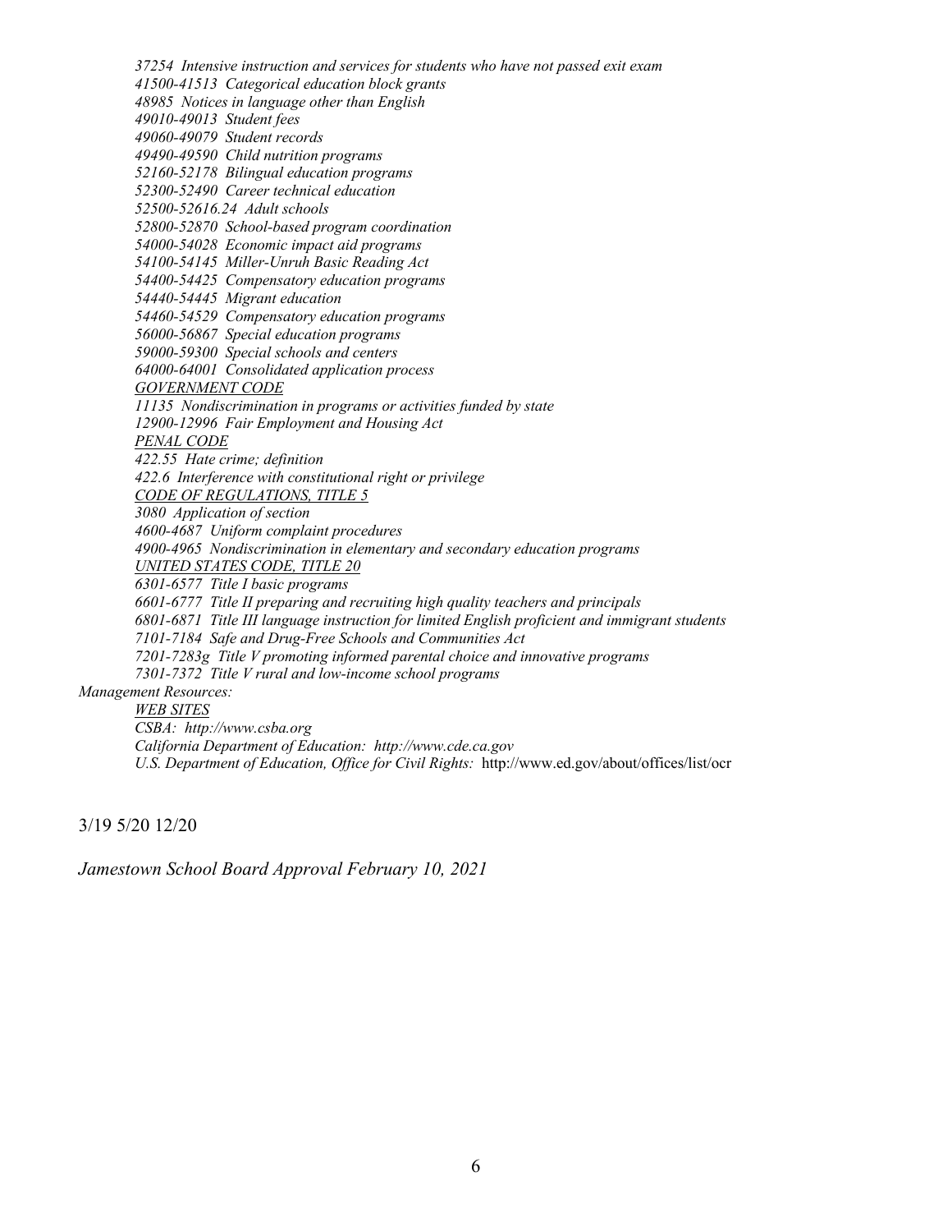*37254 Intensive instruction and services for students who have not passed exit exam*

*41500-41513 Categorical education block grants*

*48985 Notices in language other than English*

*49010-49013 Student fees*

*49060-49079 Student records*

*49490-49590 Child nutrition programs*

*52160-52178 Bilingual education programs*

*52300-52490 Career technical education*

*52500-52616.24 Adult schools*

*52800-52870 School-based program coordination*

*54000-54028 Economic impact aid programs*

*54100-54145 Miller-Unruh Basic Reading Act*

*54400-54425 Compensatory education programs*

*54440-54445 Migrant education*

*54460-54529 Compensatory education programs*

*56000-56867 Special education programs*

*59000-59300 Special schools and centers*

*64000-64001 Consolidated application process*

*GOVERNMENT CODE*

*11135 Nondiscrimination in programs or activities funded by state*

*12900-12996 Fair Employment and Housing Act*

*PENAL CODE*

*422.55 Hate crime; definition*

*422.6 Interference with constitutional right or privilege*

*CODE OF REGULATIONS, TITLE 5*

*3080 Application of section*

*4600-4687 Uniform complaint procedures*

*4900-4965 Nondiscrimination in elementary and secondary education programs*

*UNITED STATES CODE, TITLE 20*

*6301-6577 Title I basic programs*

*6601-6777 Title II preparing and recruiting high quality teachers and principals*

*6801-6871 Title III language instruction for limited English proficient and immigrant students*

*7101-7184 Safe and Drug-Free Schools and Communities Act*

*7201-7283g Title V promoting informed parental choice and innovative programs*

*7301-7372 Title V rural and low-income school programs*

*Management Resources:*

*WEB SITES*

*CSBA: http://www.csba.org*

*California Department of Education: http://www.cde.ca.gov*

*U.S. Department of Education, Office for Civil Rights:* http://www.ed.gov/about/offices/list/ocr

3/19 5/20 12/20

*Jamestown School Board Approval February 10, 2021*